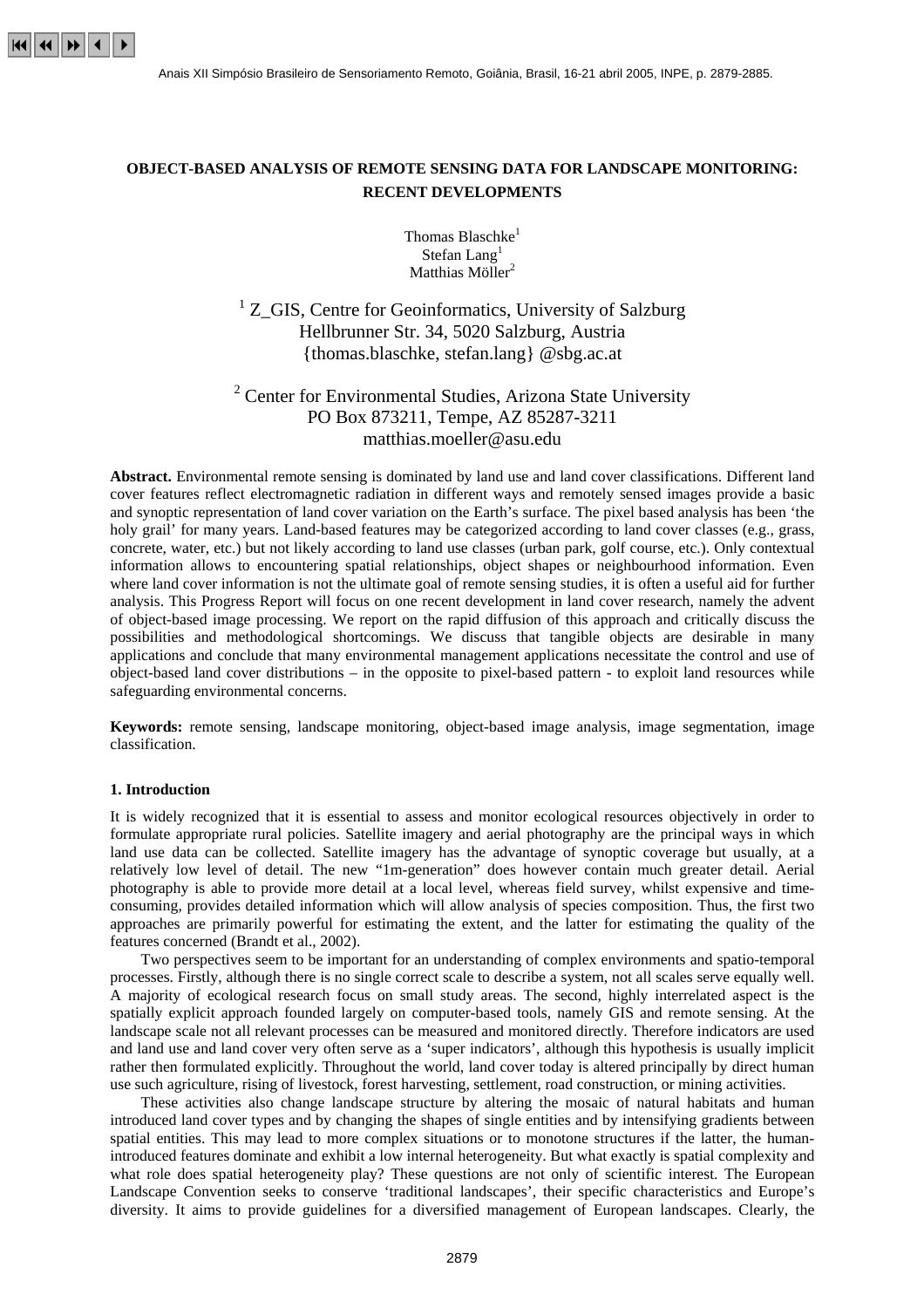# OBJECT-BASED ANALYSIS OF REMOTE SENSING DATA FOR LANDSCAPE MONITORING: RECENT DEVELOPMENTS

Thomas Blaschke[1]
Stefan Lang[1]
Matthias Möller[2]

[1] Z_GIS, Centre for Geoinformatics, University of Salzburg
Hellbrunner Str. 34, 5020 Salzburg, Austria
{thomas.blaschke, stefan.lang} @sbg.ac.at

[2] Center for Environmental Studies, Arizona State University
PO Box 873211, Tempe, AZ 85287-3211
matthias.moeller@asu.edu

**Abstract.** Environmental remote sensing is dominated by land use and land cover classifications. Different land cover features reflect electromagnetic radiation in different ways and remotely sensed images provide a basic and synoptic representation of land cover variation on the Earth's surface. The pixel based analysis has been 'the holy grail' for many years. Land-based features may be categorized according to land cover classes (e.g., grass, concrete, water, etc.) but not likely according to land use classes (urban park, golf course, etc.). Only contextual information allows to encountering spatial relationships, object shapes or neighbourhood information. Even where land cover information is not the ultimate goal of remote sensing studies, it is often a useful aid for further analysis. This Progress Report will focus on one recent development in land cover research, namely the advent of object-based image processing. We report on the rapid diffusion of this approach and critically discuss the possibilities and methodological shortcomings. We discuss that tangible objects are desirable in many applications and conclude that many environmental management applications necessitate the control and use of object-based land cover distributions – in the opposite to pixel-based pattern - to exploit land resources while safeguarding environmental concerns.

**Keywords:** remote sensing, landscape monitoring, object-based image analysis, image segmentation, image classification.

## 1. Introduction

It is widely recognized that it is essential to assess and monitor ecological resources objectively in order to formulate appropriate rural policies. Satellite imagery and aerial photography are the principal ways in which land use data can be collected. Satellite imagery has the advantage of synoptic coverage but usually, at a relatively low level of detail. The new "1m-generation" does however contain much greater detail. Aerial photography is able to provide more detail at a local level, whereas field survey, whilst expensive and time-consuming, provides detailed information which will allow analysis of species composition. Thus, the first two approaches are primarily powerful for estimating the extent, and the latter for estimating the quality of the features concerned (Brandt et al., 2002).

Two perspectives seem to be important for an understanding of complex environments and spatio-temporal processes. Firstly, although there is no single correct scale to describe a system, not all scales serve equally well. A majority of ecological research focus on small study areas. The second, highly interrelated aspect is the spatially explicit approach founded largely on computer-based tools, namely GIS and remote sensing. At the landscape scale not all relevant processes can be measured and monitored directly. Therefore indicators are used and land use and land cover very often serve as a 'super indicators', although this hypothesis is usually implicit rather then formulated explicitly. Throughout the world, land cover today is altered principally by direct human use such agriculture, rising of livestock, forest harvesting, settlement, road construction, or mining activities.

These activities also change landscape structure by altering the mosaic of natural habitats and human introduced land cover types and by changing the shapes of single entities and by intensifying gradients between spatial entities. This may lead to more complex situations or to monotone structures if the latter, the human-introduced features dominate and exhibit a low internal heterogeneity. But what exactly is spatial complexity and what role does spatial heterogeneity play? These questions are not only of scientific interest. The European Landscape Convention seeks to conserve 'traditional landscapes', their specific characteristics and Europe's diversity. It aims to provide guidelines for a diversified management of European landscapes. Clearly, the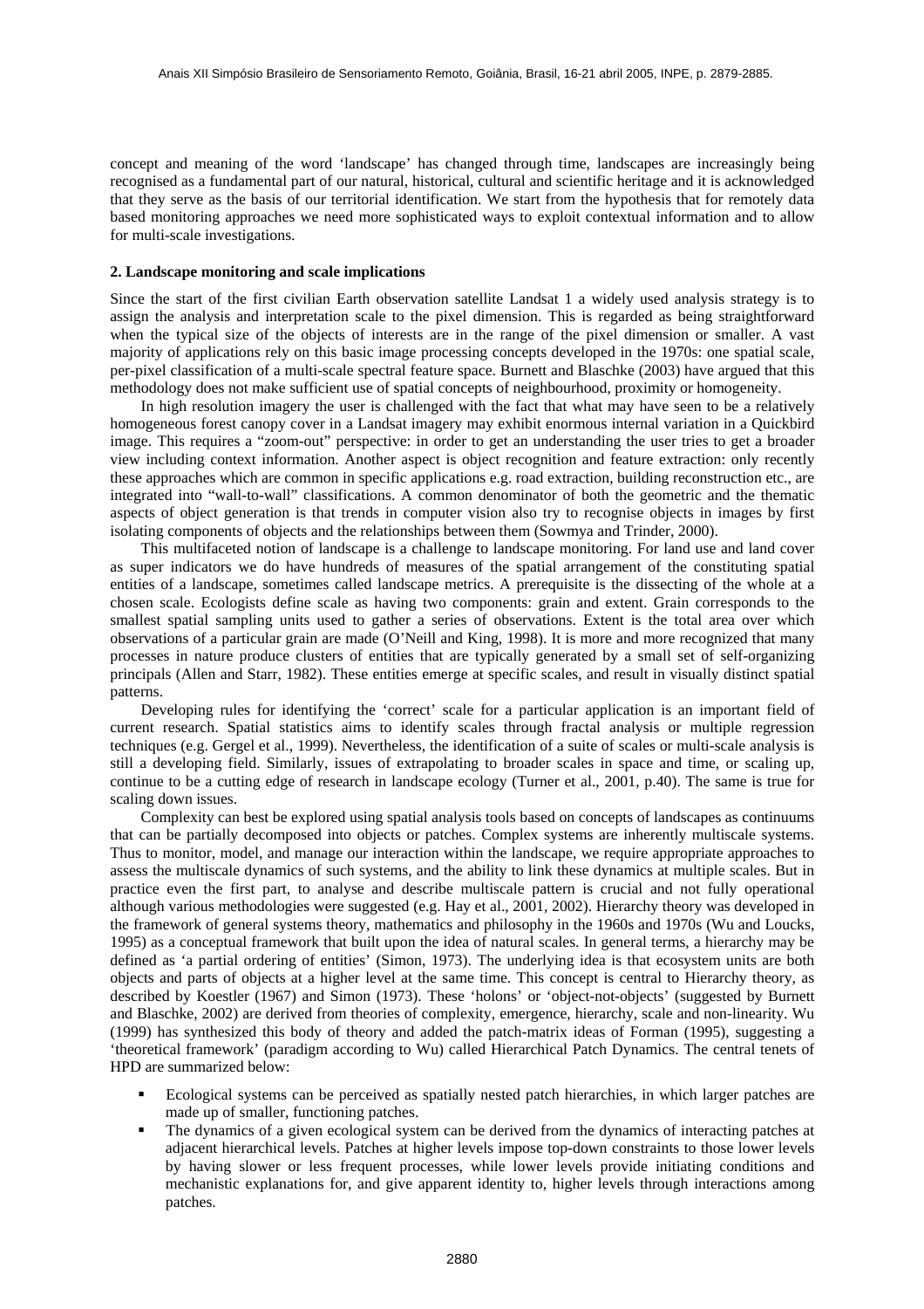concept and meaning of the word 'landscape' has changed through time, landscapes are increasingly being recognised as a fundamental part of our natural, historical, cultural and scientific heritage and it is acknowledged that they serve as the basis of our territorial identification. We start from the hypothesis that for remotely data based monitoring approaches we need more sophisticated ways to exploit contextual information and to allow for multi-scale investigations.

## 2. Landscape monitoring and scale implications

Since the start of the first civilian Earth observation satellite Landsat 1 a widely used analysis strategy is to assign the analysis and interpretation scale to the pixel dimension. This is regarded as being straightforward when the typical size of the objects of interests are in the range of the pixel dimension or smaller. A vast majority of applications rely on this basic image processing concepts developed in the 1970s: one spatial scale, per-pixel classification of a multi-scale spectral feature space. Burnett and Blaschke (2003) have argued that this methodology does not make sufficient use of spatial concepts of neighbourhood, proximity or homogeneity.

In high resolution imagery the user is challenged with the fact that what may have seen to be a relatively homogeneous forest canopy cover in a Landsat imagery may exhibit enormous internal variation in a Quickbird image. This requires a "zoom-out" perspective: in order to get an understanding the user tries to get a broader view including context information. Another aspect is object recognition and feature extraction: only recently these approaches which are common in specific applications e.g. road extraction, building reconstruction etc., are integrated into "wall-to-wall" classifications. A common denominator of both the geometric and the thematic aspects of object generation is that trends in computer vision also try to recognise objects in images by first isolating components of objects and the relationships between them (Sowmya and Trinder, 2000).

This multifaceted notion of landscape is a challenge to landscape monitoring. For land use and land cover as super indicators we do have hundreds of measures of the spatial arrangement of the constituting spatial entities of a landscape, sometimes called landscape metrics. A prerequisite is the dissecting of the whole at a chosen scale. Ecologists define scale as having two components: grain and extent. Grain corresponds to the smallest spatial sampling units used to gather a series of observations. Extent is the total area over which observations of a particular grain are made (O'Neill and King, 1998). It is more and more recognized that many processes in nature produce clusters of entities that are typically generated by a small set of self-organizing principals (Allen and Starr, 1982). These entities emerge at specific scales, and result in visually distinct spatial patterns.

Developing rules for identifying the 'correct' scale for a particular application is an important field of current research. Spatial statistics aims to identify scales through fractal analysis or multiple regression techniques (e.g. Gergel et al., 1999). Nevertheless, the identification of a suite of scales or multi-scale analysis is still a developing field. Similarly, issues of extrapolating to broader scales in space and time, or scaling up, continue to be a cutting edge of research in landscape ecology (Turner et al., 2001, p.40). The same is true for scaling down issues.

Complexity can best be explored using spatial analysis tools based on concepts of landscapes as continuums that can be partially decomposed into objects or patches. Complex systems are inherently multiscale systems. Thus to monitor, model, and manage our interaction within the landscape, we require appropriate approaches to assess the multiscale dynamics of such systems, and the ability to link these dynamics at multiple scales. But in practice even the first part, to analyse and describe multiscale pattern is crucial and not fully operational although various methodologies were suggested (e.g. Hay et al., 2001, 2002). Hierarchy theory was developed in the framework of general systems theory, mathematics and philosophy in the 1960s and 1970s (Wu and Loucks, 1995) as a conceptual framework that built upon the idea of natural scales. In general terms, a hierarchy may be defined as 'a partial ordering of entities' (Simon, 1973). The underlying idea is that ecosystem units are both objects and parts of objects at a higher level at the same time. This concept is central to Hierarchy theory, as described by Koestler (1967) and Simon (1973). These 'holons' or 'object-not-objects' (suggested by Burnett and Blaschke, 2002) are derived from theories of complexity, emergence, hierarchy, scale and non-linearity. Wu (1999) has synthesized this body of theory and added the patch-matrix ideas of Forman (1995), suggesting a 'theoretical framework' (paradigm according to Wu) called Hierarchical Patch Dynamics. The central tenets of HPD are summarized below:

- Ecological systems can be perceived as spatially nested patch hierarchies, in which larger patches are made up of smaller, functioning patches.
- The dynamics of a given ecological system can be derived from the dynamics of interacting patches at adjacent hierarchical levels. Patches at higher levels impose top-down constraints to those lower levels by having slower or less frequent processes, while lower levels provide initiating conditions and mechanistic explanations for, and give apparent identity to, higher levels through interactions among patches.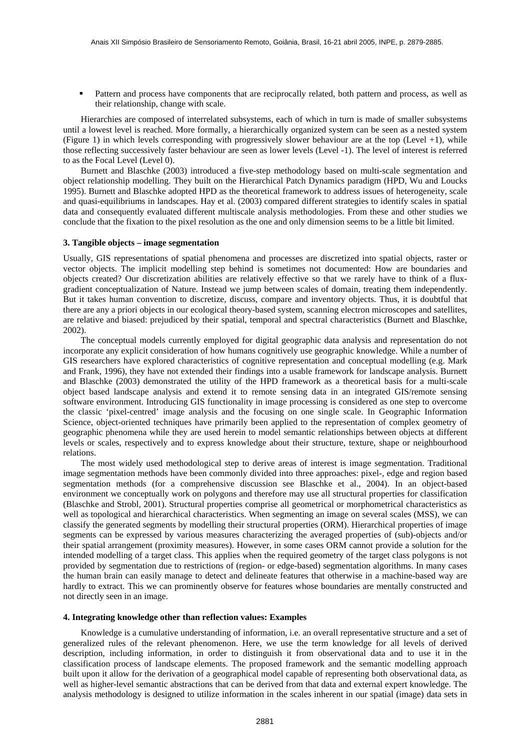- Pattern and process have components that are reciprocally related, both pattern and process, as well as their relationship, change with scale.

Hierarchies are composed of interrelated subsystems, each of which in turn is made of smaller subsystems until a lowest level is reached. More formally, a hierarchically organized system can be seen as a nested system (Figure 1) in which levels corresponding with progressively slower behaviour are at the top (Level +1), while those reflecting successively faster behaviour are seen as lower levels (Level -1). The level of interest is referred to as the Focal Level (Level 0).

Burnett and Blaschke (2003) introduced a five-step methodology based on multi-scale segmentation and object relationship modelling. They built on the Hierarchical Patch Dynamics paradigm (HPD, Wu and Loucks 1995). Burnett and Blaschke adopted HPD as the theoretical framework to address issues of heterogeneity, scale and quasi-equilibriums in landscapes. Hay et al. (2003) compared different strategies to identify scales in spatial data and consequently evaluated different multiscale analysis methodologies. From these and other studies we conclude that the fixation to the pixel resolution as the one and only dimension seems to be a little bit limited.

### 3. Tangible objects – image segmentation

Usually, GIS representations of spatial phenomena and processes are discretized into spatial objects, raster or vector objects. The implicit modelling step behind is sometimes not documented: How are boundaries and objects created? Our discretization abilities are relatively effective so that we rarely have to think of a flux-gradient conceptualization of Nature. Instead we jump between scales of domain, treating them independently. But it takes human convention to discretize, discuss, compare and inventory objects. Thus, it is doubtful that there are any a priori objects in our ecological theory-based system, scanning electron microscopes and satellites, are relative and biased: prejudiced by their spatial, temporal and spectral characteristics (Burnett and Blaschke, 2002).

The conceptual models currently employed for digital geographic data analysis and representation do not incorporate any explicit consideration of how humans cognitively use geographic knowledge. While a number of GIS researchers have explored characteristics of cognitive representation and conceptual modelling (e.g. Mark and Frank, 1996), they have not extended their findings into a usable framework for landscape analysis. Burnett and Blaschke (2003) demonstrated the utility of the HPD framework as a theoretical basis for a multi-scale object based landscape analysis and extend it to remote sensing data in an integrated GIS/remote sensing software environment. Introducing GIS functionality in image processing is considered as one step to overcome the classic 'pixel-centred' image analysis and the focusing on one single scale. In Geographic Information Science, object-oriented techniques have primarily been applied to the representation of complex geometry of geographic phenomena while they are used herein to model semantic relationships between objects at different levels or scales, respectively and to express knowledge about their structure, texture, shape or neighbourhood relations.

The most widely used methodological step to derive areas of interest is image segmentation. Traditional image segmentation methods have been commonly divided into three approaches: pixel-, edge and region based segmentation methods (for a comprehensive discussion see Blaschke et al., 2004). In an object-based environment we conceptually work on polygons and therefore may use all structural properties for classification (Blaschke and Strobl, 2001). Structural properties comprise all geometrical or morphometrical characteristics as well as topological and hierarchical characteristics. When segmenting an image on several scales (MSS), we can classify the generated segments by modelling their structural properties (ORM). Hierarchical properties of image segments can be expressed by various measures characterizing the averaged properties of (sub)-objects and/or their spatial arrangement (proximity measures). However, in some cases ORM cannot provide a solution for the intended modelling of a target class. This applies when the required geometry of the target class polygons is not provided by segmentation due to restrictions of (region- or edge-based) segmentation algorithms. In many cases the human brain can easily manage to detect and delineate features that otherwise in a machine-based way are hardly to extract. This we can prominently observe for features whose boundaries are mentally constructed and not directly seen in an image.

### 4. Integrating knowledge other than reflection values: Examples

Knowledge is a cumulative understanding of information, i.e. an overall representative structure and a set of generalized rules of the relevant phenomenon. Here, we use the term knowledge for all levels of derived description, including information, in order to distinguish it from observational data and to use it in the classification process of landscape elements. The proposed framework and the semantic modelling approach built upon it allow for the derivation of a geographical model capable of representing both observational data, as well as higher-level semantic abstractions that can be derived from that data and external expert knowledge. The analysis methodology is designed to utilize information in the scales inherent in our spatial (image) data sets in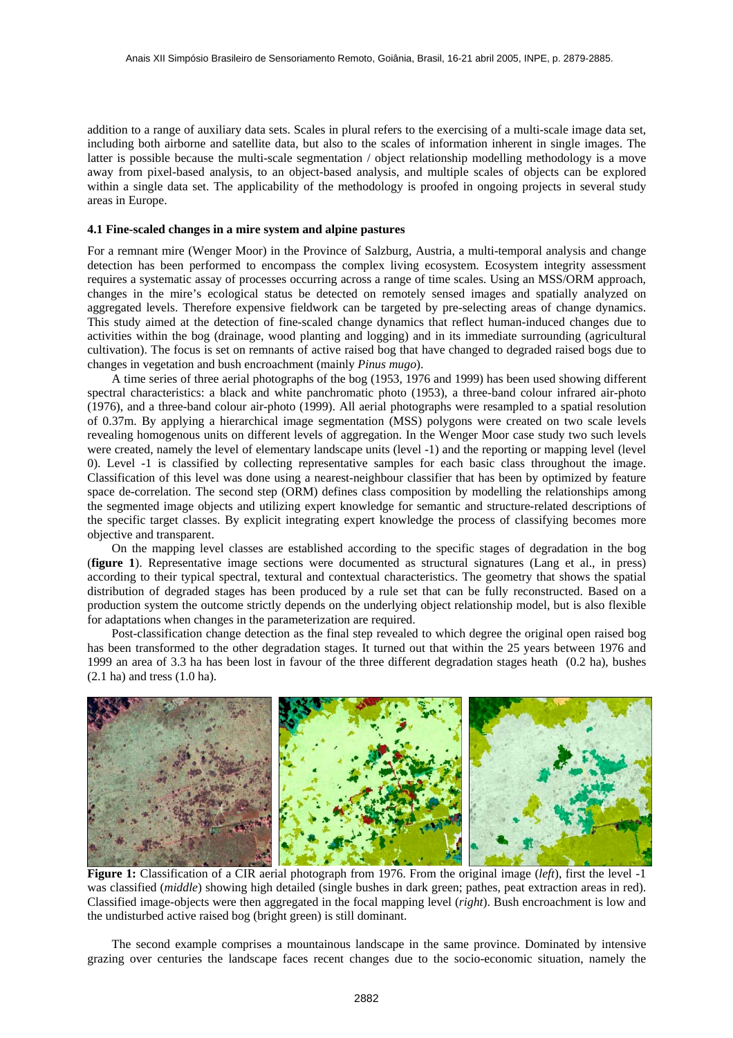addition to a range of auxiliary data sets. Scales in plural refers to the exercising of a multi-scale image data set, including both airborne and satellite data, but also to the scales of information inherent in single images. The latter is possible because the multi-scale segmentation / object relationship modelling methodology is a move away from pixel-based analysis, to an object-based analysis, and multiple scales of objects can be explored within a single data set. The applicability of the methodology is proofed in ongoing projects in several study areas in Europe.

#### 4.1 Fine-scaled changes in a mire system and alpine pastures

For a remnant mire (Wenger Moor) in the Province of Salzburg, Austria, a multi-temporal analysis and change detection has been performed to encompass the complex living ecosystem. Ecosystem integrity assessment requires a systematic assay of processes occurring across a range of time scales. Using an MSS/ORM approach, changes in the mire's ecological status be detected on remotely sensed images and spatially analyzed on aggregated levels. Therefore expensive fieldwork can be targeted by pre-selecting areas of change dynamics. This study aimed at the detection of fine-scaled change dynamics that reflect human-induced changes due to activities within the bog (drainage, wood planting and logging) and in its immediate surrounding (agricultural cultivation). The focus is set on remnants of active raised bog that have changed to degraded raised bogs due to changes in vegetation and bush encroachment (mainly *Pinus mugo*).

A time series of three aerial photographs of the bog (1953, 1976 and 1999) has been used showing different spectral characteristics: a black and white panchromatic photo (1953), a three-band colour infrared air-photo (1976), and a three-band colour air-photo (1999). All aerial photographs were resampled to a spatial resolution of 0.37m. By applying a hierarchical image segmentation (MSS) polygons were created on two scale levels revealing homogenous units on different levels of aggregation. In the Wenger Moor case study two such levels were created, namely the level of elementary landscape units (level -1) and the reporting or mapping level (level 0). Level -1 is classified by collecting representative samples for each basic class throughout the image. Classification of this level was done using a nearest-neighbour classifier that has been by optimized by feature space de-correlation. The second step (ORM) defines class composition by modelling the relationships among the segmented image objects and utilizing expert knowledge for semantic and structure-related descriptions of the specific target classes. By explicit integrating expert knowledge the process of classifying becomes more objective and transparent.

On the mapping level classes are established according to the specific stages of degradation in the bog (**figure 1**). Representative image sections were documented as structural signatures (Lang et al., in press) according to their typical spectral, textural and contextual characteristics. The geometry that shows the spatial distribution of degraded stages has been produced by a rule set that can be fully reconstructed. Based on a production system the outcome strictly depends on the underlying object relationship model, but is also flexible for adaptations when changes in the parameterization are required.

Post-classification change detection as the final step revealed to which degree the original open raised bog has been transformed to the other degradation stages. It turned out that within the 25 years between 1976 and 1999 an area of 3.3 ha has been lost in favour of the three different degradation stages heath (0.2 ha), bushes (2.1 ha) and tress (1.0 ha).

**Figure 1:** Classification of a CIR aerial photograph from 1976. From the original image (*left*), first the level -1 was classified (*middle*) showing high detailed (single bushes in dark green; pathes, peat extraction areas in red). Classified image-objects were then aggregated in the focal mapping level (*right*). Bush encroachment is low and the undisturbed active raised bog (bright green) is still dominant.

The second example comprises a mountainous landscape in the same province. Dominated by intensive grazing over centuries the landscape faces recent changes due to the socio-economic situation, namely the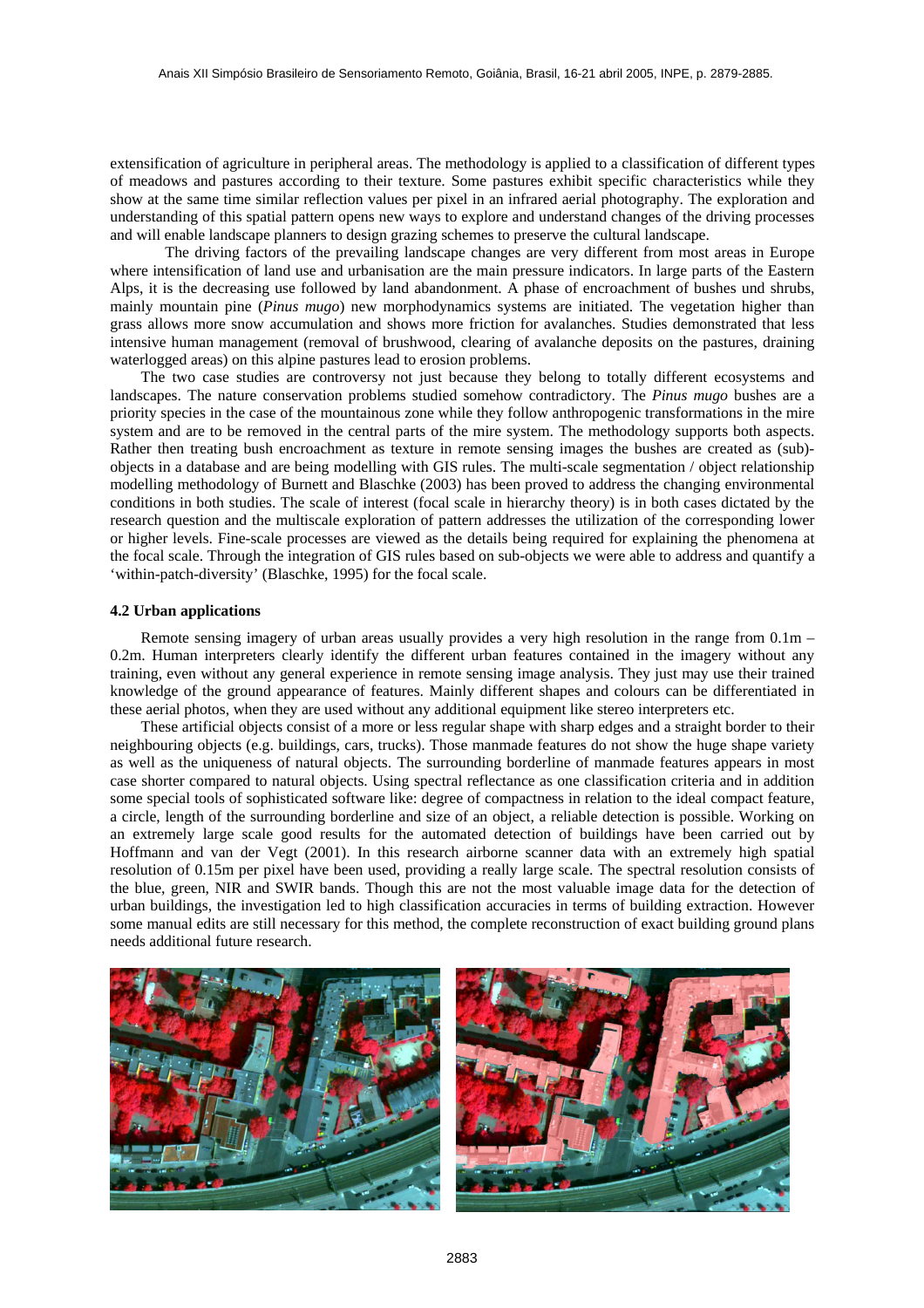extensification of agriculture in peripheral areas. The methodology is applied to a classification of different types of meadows and pastures according to their texture. Some pastures exhibit specific characteristics while they show at the same time similar reflection values per pixel in an infrared aerial photography. The exploration and understanding of this spatial pattern opens new ways to explore and understand changes of the driving processes and will enable landscape planners to design grazing schemes to preserve the cultural landscape.

The driving factors of the prevailing landscape changes are very different from most areas in Europe where intensification of land use and urbanisation are the main pressure indicators. In large parts of the Eastern Alps, it is the decreasing use followed by land abandonment. A phase of encroachment of bushes und shrubs, mainly mountain pine (*Pinus mugo*) new morphodynamics systems are initiated. The vegetation higher than grass allows more snow accumulation and shows more friction for avalanches. Studies demonstrated that less intensive human management (removal of brushwood, clearing of avalanche deposits on the pastures, draining waterlogged areas) on this alpine pastures lead to erosion problems.

The two case studies are controversy not just because they belong to totally different ecosystems and landscapes. The nature conservation problems studied somehow contradictory. The *Pinus mugo* bushes are a priority species in the case of the mountainous zone while they follow anthropogenic transformations in the mire system and are to be removed in the central parts of the mire system. The methodology supports both aspects. Rather then treating bush encroachment as texture in remote sensing images the bushes are created as (sub)-objects in a database and are being modelling with GIS rules. The multi-scale segmentation / object relationship modelling methodology of Burnett and Blaschke (2003) has been proved to address the changing environmental conditions in both studies. The scale of interest (focal scale in hierarchy theory) is in both cases dictated by the research question and the multiscale exploration of pattern addresses the utilization of the corresponding lower or higher levels. Fine-scale processes are viewed as the details being required for explaining the phenomena at the focal scale. Through the integration of GIS rules based on sub-objects we were able to address and quantify a 'within-patch-diversity' (Blaschke, 1995) for the focal scale.

### 4.2 Urban applications

Remote sensing imagery of urban areas usually provides a very high resolution in the range from 0.1m – 0.2m. Human interpreters clearly identify the different urban features contained in the imagery without any training, even without any general experience in remote sensing image analysis. They just may use their trained knowledge of the ground appearance of features. Mainly different shapes and colours can be differentiated in these aerial photos, when they are used without any additional equipment like stereo interpreters etc.

These artificial objects consist of a more or less regular shape with sharp edges and a straight border to their neighbouring objects (e.g. buildings, cars, trucks). Those manmade features do not show the huge shape variety as well as the uniqueness of natural objects. The surrounding borderline of manmade features appears in most case shorter compared to natural objects. Using spectral reflectance as one classification criteria and in addition some special tools of sophisticated software like: degree of compactness in relation to the ideal compact feature, a circle, length of the surrounding borderline and size of an object, a reliable detection is possible. Working on an extremely large scale good results for the automated detection of buildings have been carried out by Hoffmann and van der Vegt (2001). In this research airborne scanner data with an extremely high spatial resolution of 0.15m per pixel have been used, providing a really large scale. The spectral resolution consists of the blue, green, NIR and SWIR bands. Though this are not the most valuable image data for the detection of urban buildings, the investigation led to high classification accuracies in terms of building extraction. However some manual edits are still necessary for this method, the complete reconstruction of exact building ground plans needs additional future research.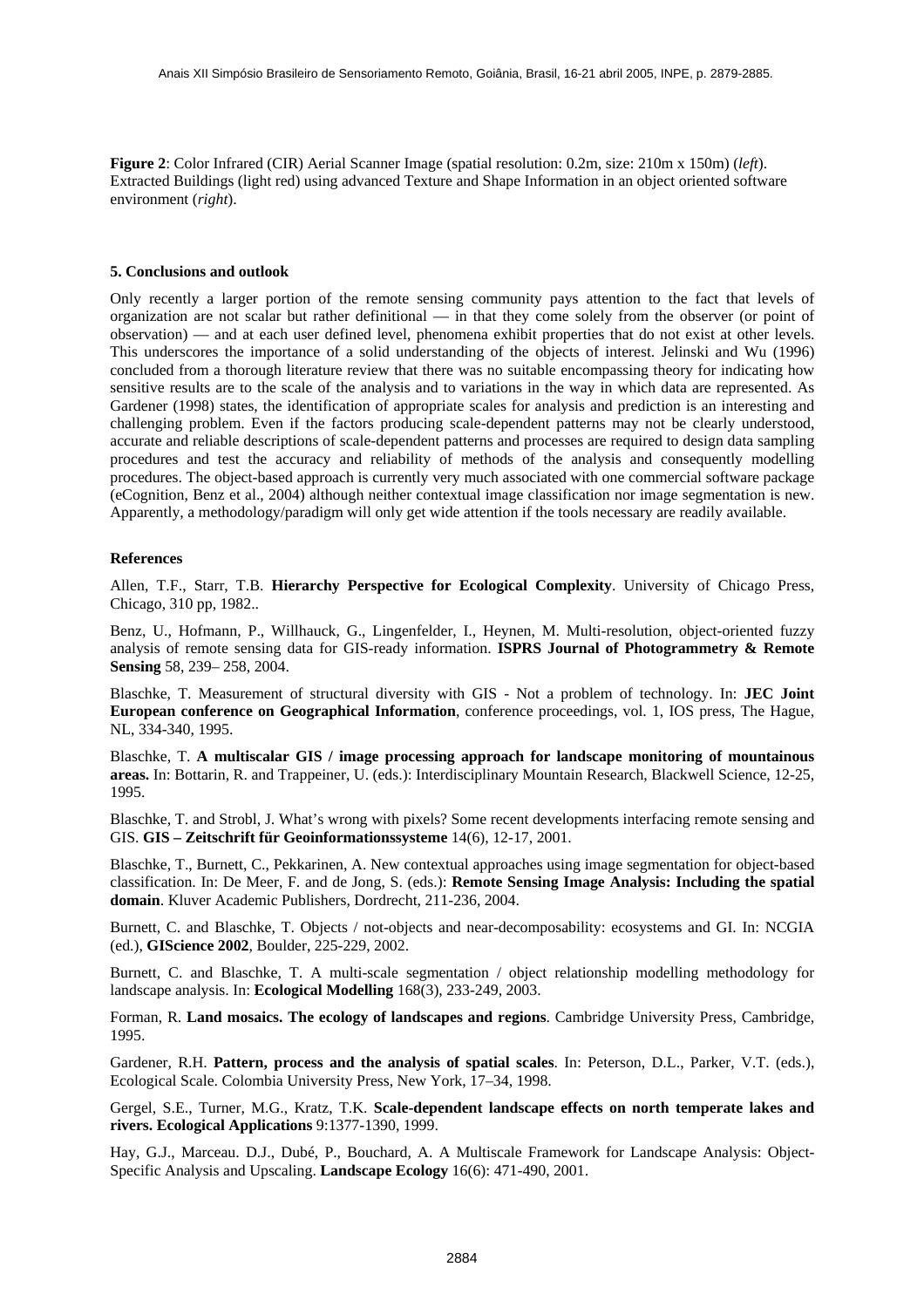**Figure 2**: Color Infrared (CIR) Aerial Scanner Image (spatial resolution: 0.2m, size: 210m x 150m) (*left*). Extracted Buildings (light red) using advanced Texture and Shape Information in an object oriented software environment (*right*).

### 5. Conclusions and outlook

Only recently a larger portion of the remote sensing community pays attention to the fact that levels of organization are not scalar but rather definitional — in that they come solely from the observer (or point of observation) — and at each user defined level, phenomena exhibit properties that do not exist at other levels. This underscores the importance of a solid understanding of the objects of interest. Jelinski and Wu (1996) concluded from a thorough literature review that there was no suitable encompassing theory for indicating how sensitive results are to the scale of the analysis and to variations in the way in which data are represented. As Gardener (1998) states, the identification of appropriate scales for analysis and prediction is an interesting and challenging problem. Even if the factors producing scale-dependent patterns may not be clearly understood, accurate and reliable descriptions of scale-dependent patterns and processes are required to design data sampling procedures and test the accuracy and reliability of methods of the analysis and consequently modelling procedures. The object-based approach is currently very much associated with one commercial software package (eCognition, Benz et al., 2004) although neither contextual image classification nor image segmentation is new. Apparently, a methodology/paradigm will only get wide attention if the tools necessary are readily available.

### References

Allen, T.F., Starr, T.B. **Hierarchy Perspective for Ecological Complexity**. University of Chicago Press, Chicago, 310 pp, 1982..

Benz, U., Hofmann, P., Willhauck, G., Lingenfelder, I., Heynen, M. Multi-resolution, object-oriented fuzzy analysis of remote sensing data for GIS-ready information. **ISPRS Journal of Photogrammetry & Remote Sensing** 58, 239– 258, 2004.

Blaschke, T. Measurement of structural diversity with GIS - Not a problem of technology. In: **JEC Joint European conference on Geographical Information**, conference proceedings, vol. 1, IOS press, The Hague, NL, 334-340, 1995.

Blaschke, T. **A multiscalar GIS / image processing approach for landscape monitoring of mountainous areas.** In: Bottarin, R. and Trappeiner, U. (eds.): Interdisciplinary Mountain Research, Blackwell Science, 12-25, 1995.

Blaschke, T. and Strobl, J. What's wrong with pixels? Some recent developments interfacing remote sensing and GIS. **GIS – Zeitschrift für Geoinformationssysteme** 14(6), 12-17, 2001.

Blaschke, T., Burnett, C., Pekkarinen, A. New contextual approaches using image segmentation for object-based classification. In: De Meer, F. and de Jong, S. (eds.): **Remote Sensing Image Analysis: Including the spatial domain**. Kluver Academic Publishers, Dordrecht, 211-236, 2004.

Burnett, C. and Blaschke, T. Objects / not-objects and near-decomposability: ecosystems and GI. In: NCGIA (ed.), **GIScience 2002**, Boulder, 225-229, 2002.

Burnett, C. and Blaschke, T. A multi-scale segmentation / object relationship modelling methodology for landscape analysis. In: **Ecological Modelling** 168(3), 233-249, 2003.

Forman, R. **Land mosaics. The ecology of landscapes and regions**. Cambridge University Press, Cambridge, 1995.

Gardener, R.H. **Pattern, process and the analysis of spatial scales**. In: Peterson, D.L., Parker, V.T. (eds.), Ecological Scale. Colombia University Press, New York, 17–34, 1998.

Gergel, S.E., Turner, M.G., Kratz, T.K. **Scale-dependent landscape effects on north temperate lakes and rivers. Ecological Applications** 9:1377-1390, 1999.

Hay, G.J., Marceau. D.J., Dubé, P., Bouchard, A. A Multiscale Framework for Landscape Analysis: Object-Specific Analysis and Upscaling. **Landscape Ecology** 16(6): 471-490, 2001.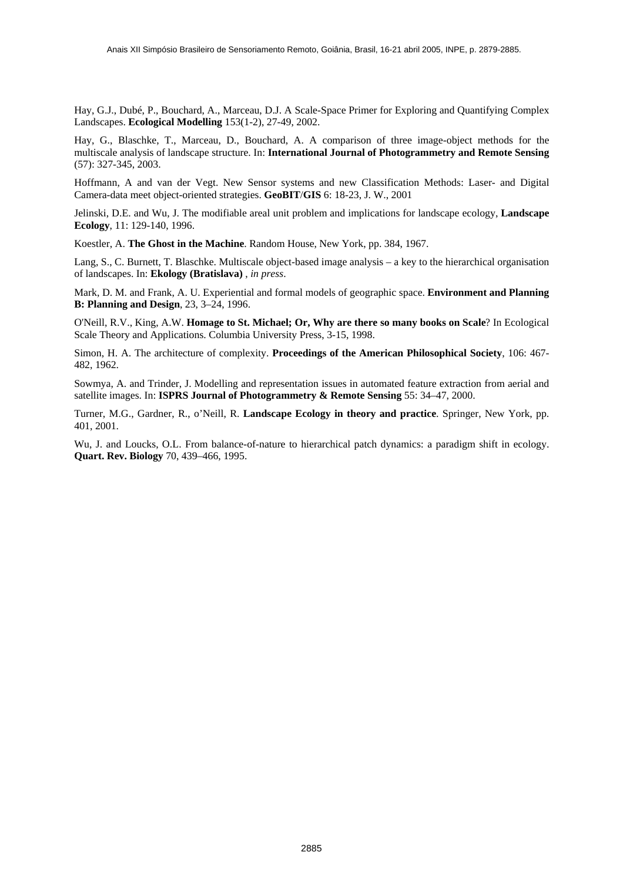Hay, G.J., Dubé, P., Bouchard, A., Marceau, D.J. A Scale-Space Primer for Exploring and Quantifying Complex Landscapes. **Ecological Modelling** 153(1-2), 27-49, 2002.

Hay, G., Blaschke, T., Marceau, D., Bouchard, A. A comparison of three image-object methods for the multiscale analysis of landscape structure. In: **International Journal of Photogrammetry and Remote Sensing** (57): 327-345, 2003.

Hoffmann, A and van der Vegt. New Sensor systems and new Classification Methods: Laser- and Digital Camera-data meet object-oriented strategies. **GeoBIT**/**GIS** 6: 18-23, J. W., 2001

Jelinski, D.E. and Wu, J. The modifiable areal unit problem and implications for landscape ecology, **Landscape Ecology**, 11: 129-140, 1996.

Koestler, A. **The Ghost in the Machine**. Random House, New York, pp. 384, 1967.

Lang, S., C. Burnett, T. Blaschke. Multiscale object-based image analysis – a key to the hierarchical organisation of landscapes. In: **Ekology (Bratislava)** , *in press*.

Mark, D. M. and Frank, A. U. Experiential and formal models of geographic space. **Environment and Planning B: Planning and Design**, 23, 3–24, 1996.

O'Neill, R.V., King, A.W. **Homage to St. Michael; Or, Why are there so many books on Scale**? In Ecological Scale Theory and Applications. Columbia University Press, 3-15, 1998.

Simon, H. A. The architecture of complexity. **Proceedings of the American Philosophical Society**, 106: 467-482, 1962.

Sowmya, A. and Trinder, J. Modelling and representation issues in automated feature extraction from aerial and satellite images. In: **ISPRS Journal of Photogrammetry & Remote Sensing** 55: 34–47, 2000.

Turner, M.G., Gardner, R., o'Neill, R. **Landscape Ecology in theory and practice**. Springer, New York, pp. 401, 2001.

Wu, J. and Loucks, O.L. From balance-of-nature to hierarchical patch dynamics: a paradigm shift in ecology. **Quart. Rev. Biology** 70, 439–466, 1995.